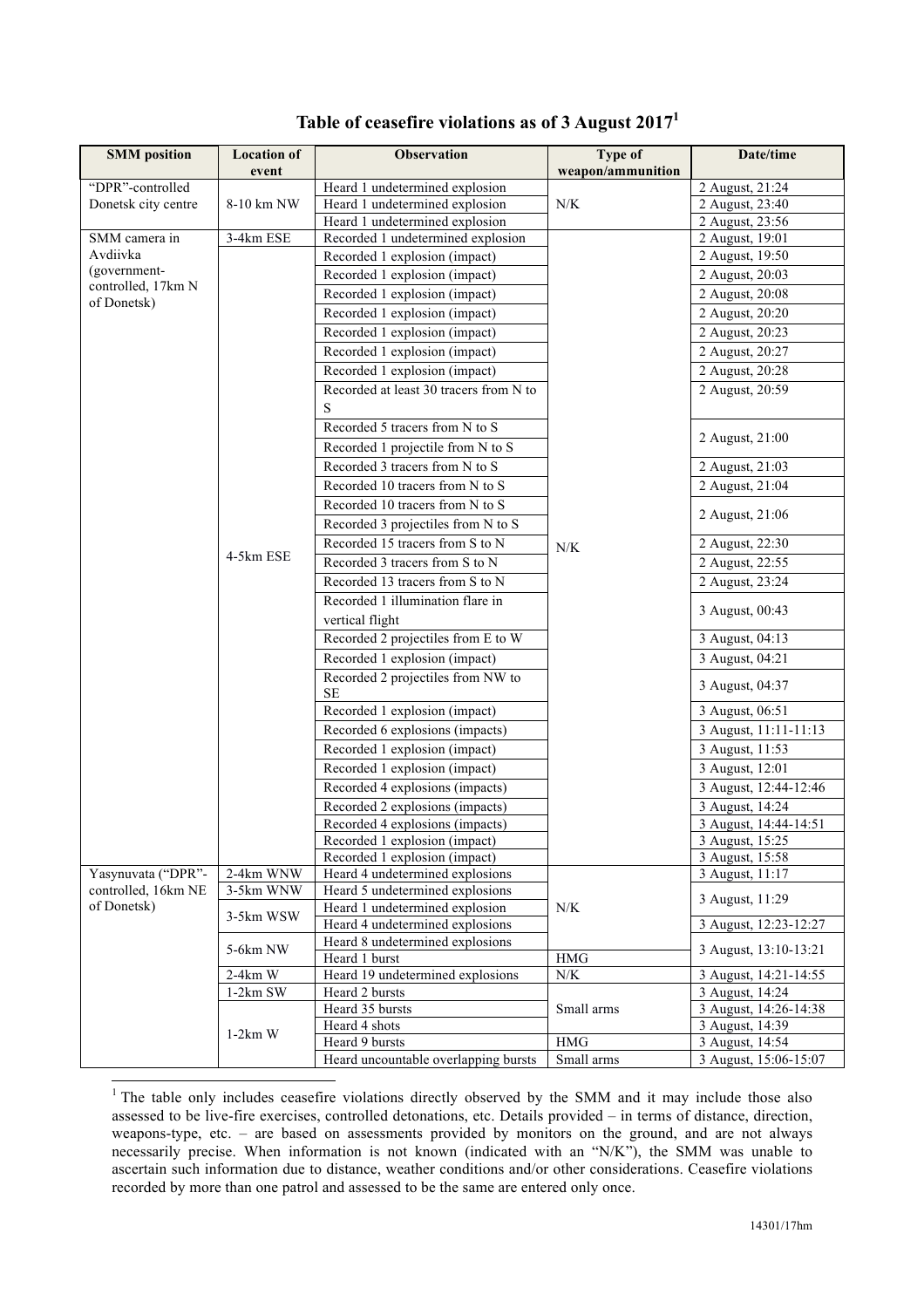# Table of ceasefire violations as of 3 August 2017[1]

| SMM position | Location of event | Observation | Type of weapon/ammunition | Date/time |
|---|---|---|---|---|
| "DPR"-controlled Donetsk city centre | 8-10 km NW | Heard 1 undetermined explosion | N/K | 2 August, 21:24 |
| | | Heard 1 undetermined explosion | | 2 August, 23:40 |
| | | Heard 1 undetermined explosion | | 2 August, 23:56 |
| SMM camera in Avdiivka (government-controlled, 17km N of Donetsk) | 3-4km ESE | Recorded 1 undetermined explosion | N/K | 2 August, 19:01 |
| | 4-5km ESE | Recorded 1 explosion (impact) | | 2 August, 19:50 |
| | | Recorded 1 explosion (impact) | | 2 August, 20:03 |
| | | Recorded 1 explosion (impact) | | 2 August, 20:08 |
| | | Recorded 1 explosion (impact) | | 2 August, 20:20 |
| | | Recorded 1 explosion (impact) | | 2 August, 20:23 |
| | | Recorded 1 explosion (impact) | | 2 August, 20:27 |
| | | Recorded 1 explosion (impact) | | 2 August, 20:28 |
| | | Recorded at least 30 tracers from N to S | | 2 August, 20:59 |
| | | Recorded 5 tracers from N to S | | 2 August, 21:00 |
| | | Recorded 1 projectile from N to S | | |
| | | Recorded 3 tracers from N to S | | 2 August, 21:03 |
| | | Recorded 10 tracers from N to S | | 2 August, 21:04 |
| | | Recorded 10 tracers from N to S | | 2 August, 21:06 |
| | | Recorded 3 projectiles from N to S | | |
| | | Recorded 15 tracers from S to N | | 2 August, 22:30 |
| | | Recorded 3 tracers from S to N | | 2 August, 22:55 |
| | | Recorded 13 tracers from S to N | | 2 August, 23:24 |
| | | Recorded 1 illumination flare in vertical flight | | 3 August, 00:43 |
| | | Recorded 2 projectiles from E to W | | 3 August, 04:13 |
| | | Recorded 1 explosion (impact) | | 3 August, 04:21 |
| | | Recorded 2 projectiles from NW to SE | | 3 August, 04:37 |
| | | Recorded 1 explosion (impact) | | 3 August, 06:51 |
| | | Recorded 6 explosions (impacts) | | 3 August, 11:11-11:13 |
| | | Recorded 1 explosion (impact) | | 3 August, 11:53 |
| | | Recorded 1 explosion (impact) | | 3 August, 12:01 |
| | | Recorded 4 explosions (impacts) | | 3 August, 12:44-12:46 |
| | | Recorded 2 explosions (impacts) | | 3 August, 14:24 |
| | | Recorded 4 explosions (impacts) | | 3 August, 14:44-14:51 |
| | | Recorded 1 explosion (impact) | | 3 August, 15:25 |
| | | Recorded 1 explosion (impact) | | 3 August, 15:58 |
| Yasynuvata ("DPR"-controlled, 16km NE of Donetsk) | 2-4km WNW | Heard 4 undetermined explosions | N/K | 3 August, 11:17 |
| | 3-5km WNW | Heard 5 undetermined explosions | | 3 August, 11:29 |
| | 3-5km WSW | Heard 1 undetermined explosion | | |
| | | Heard 4 undetermined explosions | | 3 August, 12:23-12:27 |
| | 5-6km NW | Heard 8 undetermined explosions | | 3 August, 13:10-13:21 |
| | | Heard 1 burst | HMG | |
| | 2-4km W | Heard 19 undetermined explosions | N/K | 3 August, 14:21-14:55 |
| | 1-2km SW | Heard 2 bursts | Small arms | 3 August, 14:24 |
| | 1-2km W | Heard 35 bursts | | 3 August, 14:26-14:38 |
| | | Heard 4 shots | | 3 August, 14:39 |
| | | Heard 9 bursts | HMG | 3 August, 14:54 |
| | | Heard uncountable overlapping bursts | Small arms | 3 August, 15:06-15:07 |

[1] The table only includes ceasefire violations directly observed by the SMM and it may include those also assessed to be live-fire exercises, controlled detonations, etc. Details provided – in terms of distance, direction, weapons-type, etc. – are based on assessments provided by monitors on the ground, and are not always necessarily precise. When information is not known (indicated with an "N/K"), the SMM was unable to ascertain such information due to distance, weather conditions and/or other considerations. Ceasefire violations recorded by more than one patrol and assessed to be the same are entered only once.

14301/17hm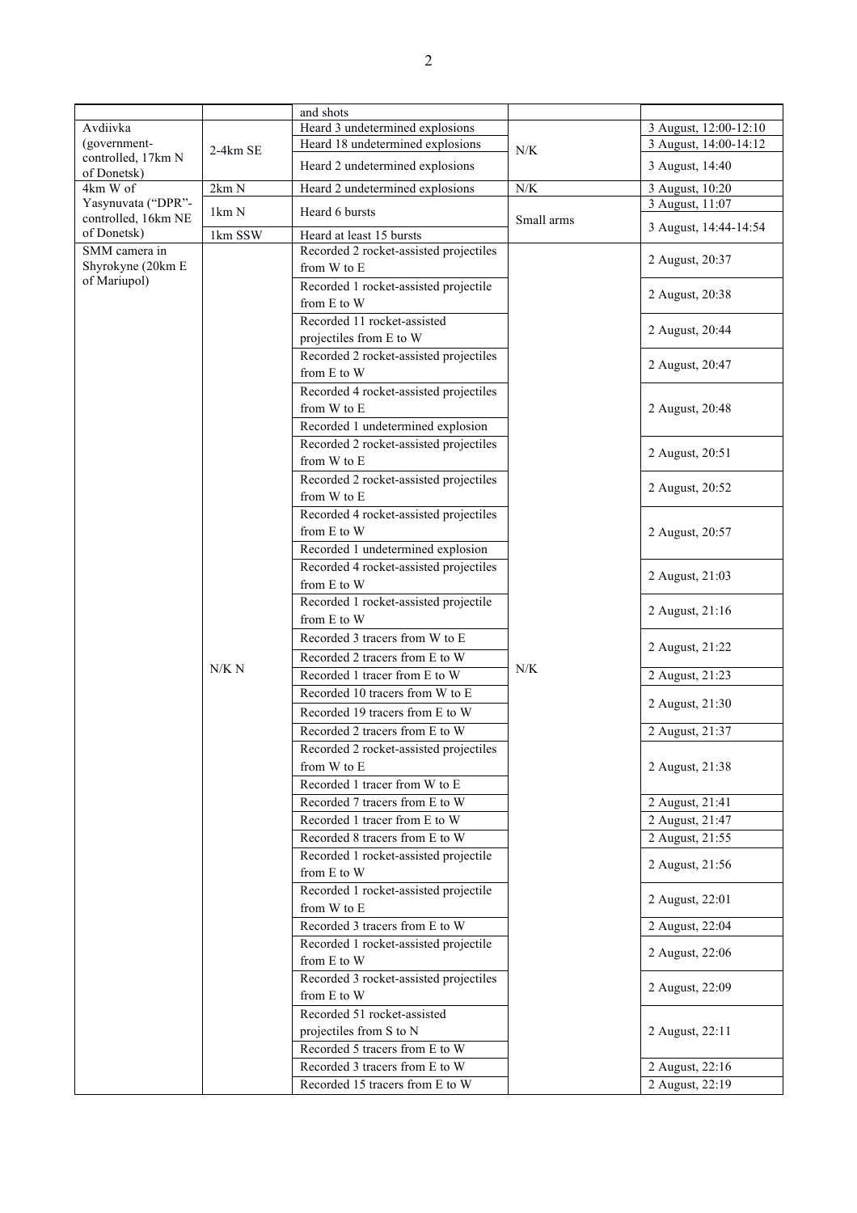| | | and shots | | |
|---|---|---|---|---|
| Avdiivka (government-controlled, 17km N of Donetsk) | 2-4km SE | Heard 3 undetermined explosions | N/K | 3 August, 12:00-12:10 |
| | | Heard 18 undetermined explosions | | 3 August, 14:00-14:12 |
| | | Heard 2 undetermined explosions | | 3 August, 14:40 |
| 4km W of Yasynuvata ("DPR"-controlled, 16km NE of Donetsk) | 2km N | Heard 2 undetermined explosions | N/K | 3 August, 10:20 |
| | 1km N | Heard 6 bursts | Small arms | 3 August, 11:07 |
| | 1km SSW | Heard at least 15 bursts | | 3 August, 14:44-14:54 |
| SMM camera in Shyrokyne (20km E of Mariupol) | N/K N | Recorded 2 rocket-assisted projectiles from W to E | N/K | 2 August, 20:37 |
| | | Recorded 1 rocket-assisted projectile from E to W | | 2 August, 20:38 |
| | | Recorded 11 rocket-assisted projectiles from E to W | | 2 August, 20:44 |
| | | Recorded 2 rocket-assisted projectiles from E to W | | 2 August, 20:47 |
| | | Recorded 4 rocket-assisted projectiles from W to E | | 2 August, 20:48 |
| | | Recorded 1 undetermined explosion | | |
| | | Recorded 2 rocket-assisted projectiles from W to E | | 2 August, 20:51 |
| | | Recorded 2 rocket-assisted projectiles from W to E | | 2 August, 20:52 |
| | | Recorded 4 rocket-assisted projectiles from E to W | | 2 August, 20:57 |
| | | Recorded 1 undetermined explosion | | |
| | | Recorded 4 rocket-assisted projectiles from E to W | | 2 August, 21:03 |
| | | Recorded 1 rocket-assisted projectile from E to W | | 2 August, 21:16 |
| | | Recorded 3 tracers from W to E | | 2 August, 21:22 |
| | | Recorded 2 tracers from E to W | | |
| | | Recorded 1 tracer from E to W | | 2 August, 21:23 |
| | | Recorded 10 tracers from W to E | | 2 August, 21:30 |
| | | Recorded 19 tracers from E to W | | |
| | | Recorded 2 tracers from E to W | | 2 August, 21:37 |
| | | Recorded 2 rocket-assisted projectiles from W to E | | 2 August, 21:38 |
| | | Recorded 1 tracer from W to E | | |
| | | Recorded 7 tracers from E to W | | 2 August, 21:41 |
| | | Recorded 1 tracer from E to W | | 2 August, 21:47 |
| | | Recorded 8 tracers from E to W | | 2 August, 21:55 |
| | | Recorded 1 rocket-assisted projectile from E to W | | 2 August, 21:56 |
| | | Recorded 1 rocket-assisted projectile from W to E | | 2 August, 22:01 |
| | | Recorded 3 tracers from E to W | | 2 August, 22:04 |
| | | Recorded 1 rocket-assisted projectile from E to W | | 2 August, 22:06 |
| | | Recorded 3 rocket-assisted projectiles from E to W | | 2 August, 22:09 |
| | | Recorded 51 rocket-assisted projectiles from S to N | | 2 August, 22:11 |
| | | Recorded 5 tracers from E to W | | |
| | | Recorded 3 tracers from E to W | | 2 August, 22:16 |
| | | Recorded 15 tracers from E to W | | 2 August, 22:19 |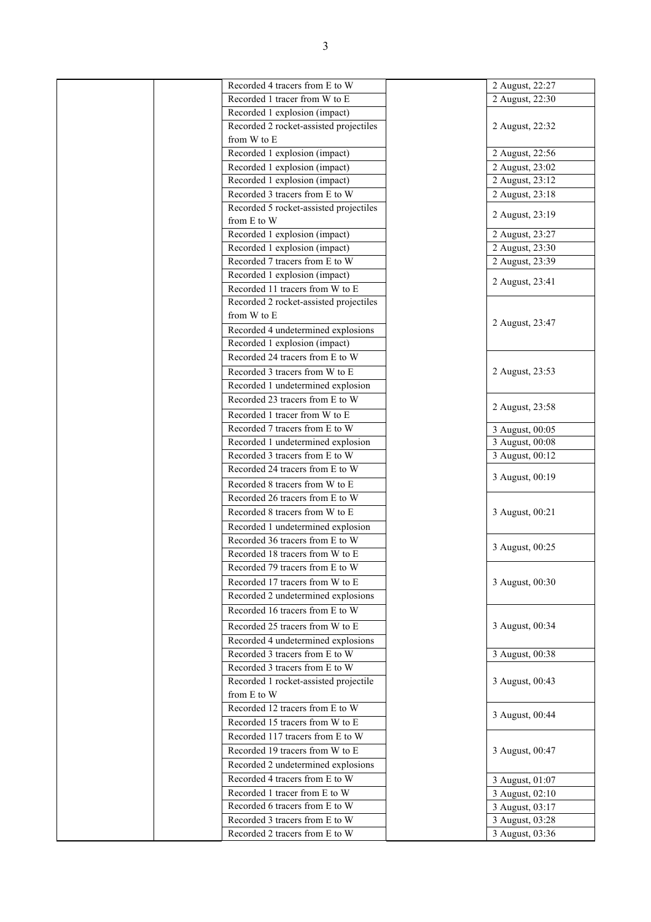| | | | | |
|---|---|---|---|---|
| | | Recorded 4 tracers from E to W | | 2 August, 22:27 |
| | | Recorded 1 tracer from W to E | | 2 August, 22:30 |
| | | Recorded 1 explosion (impact) | | 2 August, 22:32 |
| | | Recorded 2 rocket-assisted projectiles from W to E | | |
| | | Recorded 1 explosion (impact) | | 2 August, 22:56 |
| | | Recorded 1 explosion (impact) | | 2 August, 23:02 |
| | | Recorded 1 explosion (impact) | | 2 August, 23:12 |
| | | Recorded 3 tracers from E to W | | 2 August, 23:18 |
| | | Recorded 5 rocket-assisted projectiles from E to W | | 2 August, 23:19 |
| | | Recorded 1 explosion (impact) | | 2 August, 23:27 |
| | | Recorded 1 explosion (impact) | | 2 August, 23:30 |
| | | Recorded 7 tracers from E to W | | 2 August, 23:39 |
| | | Recorded 1 explosion (impact) | | 2 August, 23:41 |
| | | Recorded 11 tracers from W to E | | |
| | | Recorded 2 rocket-assisted projectiles from W to E | | 2 August, 23:47 |
| | | Recorded 4 undetermined explosions | | |
| | | Recorded 1 explosion (impact) | | |
| | | Recorded 24 tracers from E to W | | 2 August, 23:53 |
| | | Recorded 3 tracers from W to E | | |
| | | Recorded 1 undetermined explosion | | |
| | | Recorded 23 tracers from E to W | | 2 August, 23:58 |
| | | Recorded 1 tracer from W to E | | |
| | | Recorded 7 tracers from E to W | | 3 August, 00:05 |
| | | Recorded 1 undetermined explosion | | 3 August, 00:08 |
| | | Recorded 3 tracers from E to W | | 3 August, 00:12 |
| | | Recorded 24 tracers from E to W | | 3 August, 00:19 |
| | | Recorded 8 tracers from W to E | | |
| | | Recorded 26 tracers from E to W | | 3 August, 00:21 |
| | | Recorded 8 tracers from W to E | | |
| | | Recorded 1 undetermined explosion | | |
| | | Recorded 36 tracers from E to W | | 3 August, 00:25 |
| | | Recorded 18 tracers from W to E | | |
| | | Recorded 79 tracers from E to W | | 3 August, 00:30 |
| | | Recorded 17 tracers from W to E | | |
| | | Recorded 2 undetermined explosions | | |
| | | Recorded 16 tracers from E to W | | 3 August, 00:34 |
| | | Recorded 25 tracers from W to E | | |
| | | Recorded 4 undetermined explosions | | |
| | | Recorded 3 tracers from E to W | | 3 August, 00:38 |
| | | Recorded 3 tracers from E to W | | 3 August, 00:43 |
| | | Recorded 1 rocket-assisted projectile from E to W | | |
| | | Recorded 12 tracers from E to W | | 3 August, 00:44 |
| | | Recorded 15 tracers from W to E | | |
| | | Recorded 117 tracers from E to W | | 3 August, 00:47 |
| | | Recorded 19 tracers from W to E | | |
| | | Recorded 2 undetermined explosions | | |
| | | Recorded 4 tracers from E to W | | 3 August, 01:07 |
| | | Recorded 1 tracer from E to W | | 3 August, 02:10 |
| | | Recorded 6 tracers from E to W | | 3 August, 03:17 |
| | | Recorded 3 tracers from E to W | | 3 August, 03:28 |
| | | Recorded 2 tracers from E to W | | 3 August, 03:36 |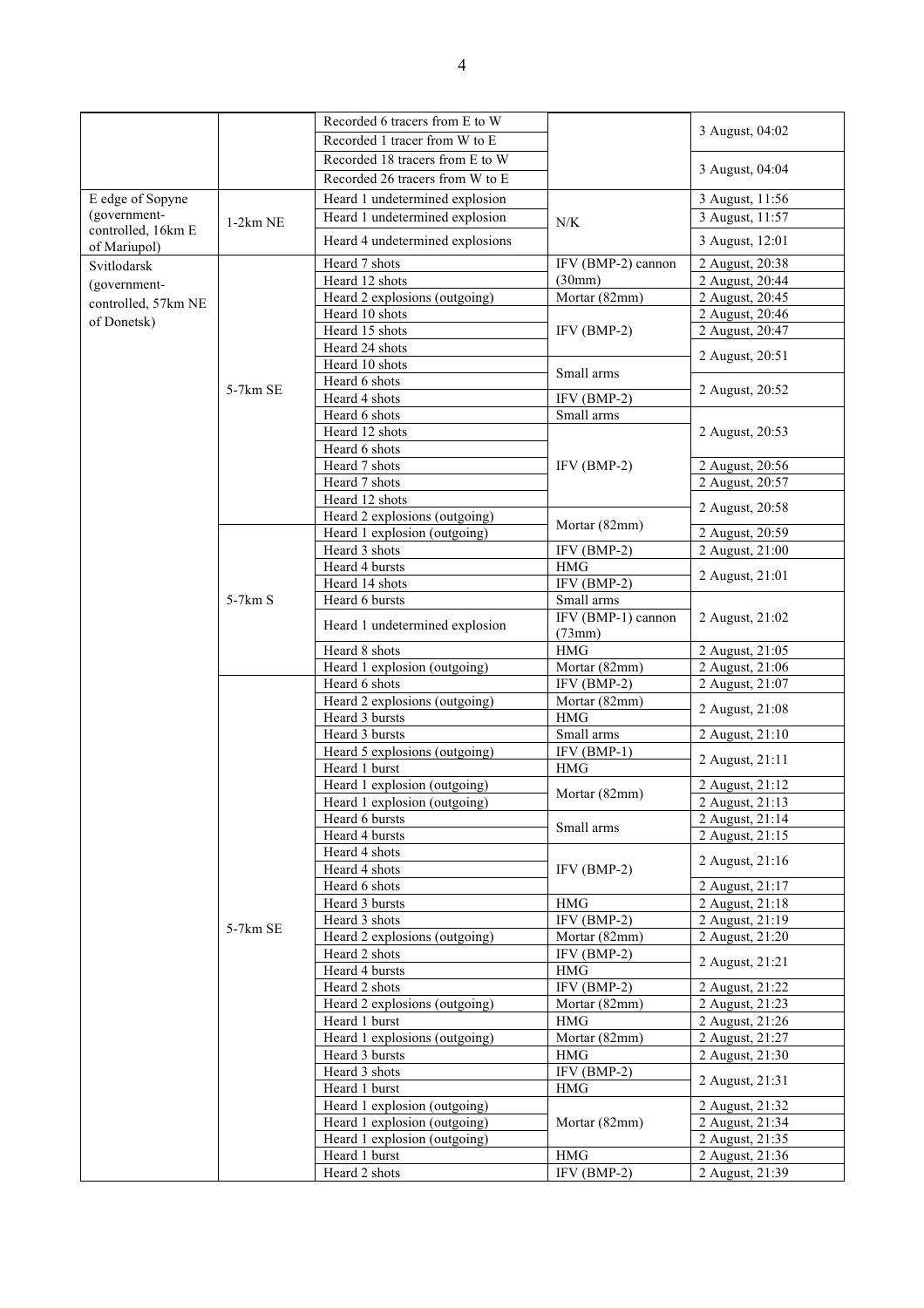| | | Recorded 6 tracers from E to W | | 3 August, 04:02 |
|---|---|---|---|---|
| | | Recorded 1 tracer from W to E | | |
| | | Recorded 18 tracers from E to W | | 3 August, 04:04 |
| | | Recorded 26 tracers from W to E | | |
| E edge of Sopyne (government-controlled, 16km E of Mariupol) | 1-2km NE | Heard 1 undetermined explosion | N/K | 3 August, 11:56 |
| | | Heard 1 undetermined explosion | | 3 August, 11:57 |
| | | Heard 4 undetermined explosions | | 3 August, 12:01 |
| Svitlodarsk (government-controlled, 57km NE of Donetsk) | 5-7km SE | Heard 7 shots | IFV (BMP-2) cannon (30mm) | 2 August, 20:38 |
| | | Heard 12 shots | | 2 August, 20:44 |
| | | Heard 2 explosions (outgoing) | Mortar (82mm) | 2 August, 20:45 |
| | | Heard 10 shots | IFV (BMP-2) | 2 August, 20:46 |
| | | Heard 15 shots | | 2 August, 20:47 |
| | | Heard 24 shots | | 2 August, 20:51 |
| | | Heard 10 shots | Small arms | |
| | | Heard 6 shots | | 2 August, 20:52 |
| | | Heard 4 shots | IFV (BMP-2) | |
| | | Heard 6 shots | Small arms | 2 August, 20:53 |
| | | Heard 12 shots | IFV (BMP-2) | |
| | | Heard 6 shots | | |
| | | Heard 7 shots | | 2 August, 20:56 |
| | | Heard 7 shots | | 2 August, 20:57 |
| | | Heard 12 shots | | 2 August, 20:58 |
| | | Heard 2 explosions (outgoing) | Mortar (82mm) | |
| | 5-7km S | Heard 1 explosion (outgoing) | | 2 August, 20:59 |
| | | Heard 3 shots | IFV (BMP-2) | 2 August, 21:00 |
| | | Heard 4 bursts | HMG | 2 August, 21:01 |
| | | Heard 14 shots | IFV (BMP-2) | |
| | | Heard 6 bursts | Small arms | 2 August, 21:02 |
| | | Heard 1 undetermined explosion | IFV (BMP-1) cannon (73mm) | |
| | | Heard 8 shots | HMG | 2 August, 21:05 |
| | | Heard 1 explosion (outgoing) | Mortar (82mm) | 2 August, 21:06 |
| | 5-7km SE | Heard 6 shots | IFV (BMP-2) | 2 August, 21:07 |
| | | Heard 2 explosions (outgoing) | Mortar (82mm) | 2 August, 21:08 |
| | | Heard 3 bursts | HMG | |
| | | Heard 3 bursts | Small arms | 2 August, 21:10 |
| | | Heard 5 explosions (outgoing) | IFV (BMP-1) | 2 August, 21:11 |
| | | Heard 1 burst | HMG | |
| | | Heard 1 explosion (outgoing) | Mortar (82mm) | 2 August, 21:12 |
| | | Heard 1 explosion (outgoing) | | 2 August, 21:13 |
| | | Heard 6 bursts | Small arms | 2 August, 21:14 |
| | | Heard 4 bursts | | 2 August, 21:15 |
| | | Heard 4 shots | IFV (BMP-2) | 2 August, 21:16 |
| | | Heard 4 shots | | |
| | | Heard 6 shots | | 2 August, 21:17 |
| | | Heard 3 bursts | HMG | 2 August, 21:18 |
| | | Heard 3 shots | IFV (BMP-2) | 2 August, 21:19 |
| | | Heard 2 explosions (outgoing) | Mortar (82mm) | 2 August, 21:20 |
| | | Heard 2 shots | IFV (BMP-2) | 2 August, 21:21 |
| | | Heard 4 bursts | HMG | |
| | | Heard 2 shots | IFV (BMP-2) | 2 August, 21:22 |
| | | Heard 2 explosions (outgoing) | Mortar (82mm) | 2 August, 21:23 |
| | | Heard 1 burst | HMG | 2 August, 21:26 |
| | | Heard 1 explosions (outgoing) | Mortar (82mm) | 2 August, 21:27 |
| | | Heard 3 bursts | HMG | 2 August, 21:30 |
| | | Heard 3 shots | IFV (BMP-2) | 2 August, 21:31 |
| | | Heard 1 burst | HMG | |
| | | Heard 1 explosion (outgoing) | Mortar (82mm) | 2 August, 21:32 |
| | | Heard 1 explosion (outgoing) | | 2 August, 21:34 |
| | | Heard 1 explosion (outgoing) | | 2 August, 21:35 |
| | | Heard 1 burst | HMG | 2 August, 21:36 |
| | | Heard 2 shots | IFV (BMP-2) | 2 August, 21:39 |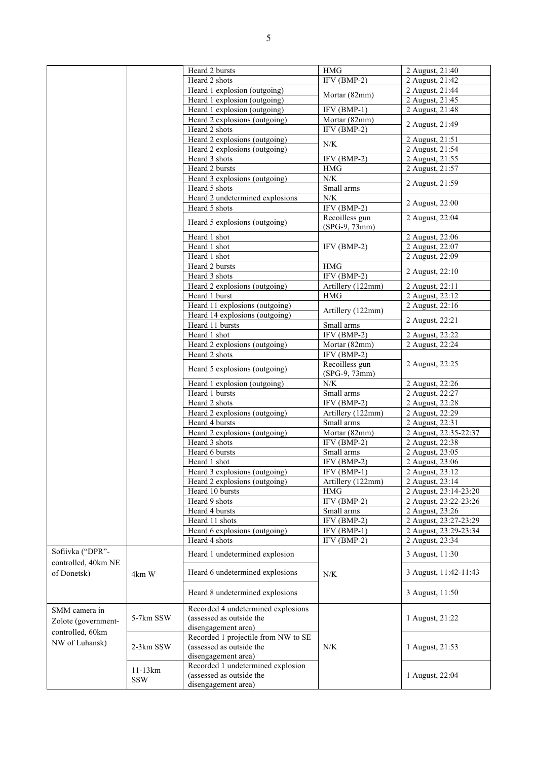| | | | | |
|---|---|---|---|---|
| | | Heard 2 bursts | HMG | 2 August, 21:40 |
| | | Heard 2 shots | IFV (BMP-2) | 2 August, 21:42 |
| | | Heard 1 explosion (outgoing) | Mortar (82mm) | 2 August, 21:44 |
| | | Heard 1 explosion (outgoing) | | 2 August, 21:45 |
| | | Heard 1 explosion (outgoing) | IFV (BMP-1) | 2 August, 21:48 |
| | | Heard 2 explosions (outgoing) | Mortar (82mm) | 2 August, 21:49 |
| | | Heard 2 shots | IFV (BMP-2) | |
| | | Heard 2 explosions (outgoing) | N/K | 2 August, 21:51 |
| | | Heard 2 explosions (outgoing) | | 2 August, 21:54 |
| | | Heard 3 shots | IFV (BMP-2) | 2 August, 21:55 |
| | | Heard 2 bursts | HMG | 2 August, 21:57 |
| | | Heard 3 explosions (outgoing) | N/K | 2 August, 21:59 |
| | | Heard 5 shots | Small arms | |
| | | Heard 2 undetermined explosions | N/K | 2 August, 22:00 |
| | | Heard 5 shots | IFV (BMP-2) | |
| | | Heard 5 explosions (outgoing) | Recoilless gun (SPG-9, 73mm) | 2 August, 22:04 |
| | | Heard 1 shot | IFV (BMP-2) | 2 August, 22:06 |
| | | Heard 1 shot | | 2 August, 22:07 |
| | | Heard 1 shot | | 2 August, 22:09 |
| | | Heard 2 bursts | HMG | 2 August, 22:10 |
| | | Heard 3 shots | IFV (BMP-2) | |
| | | Heard 2 explosions (outgoing) | Artillery (122mm) | 2 August, 22:11 |
| | | Heard 1 burst | HMG | 2 August, 22:12 |
| | | Heard 11 explosions (outgoing) | Artillery (122mm) | 2 August, 22:16 |
| | | Heard 14 explosions (outgoing) | | 2 August, 22:21 |
| | | Heard 11 bursts | Small arms | |
| | | Heard 1 shot | IFV (BMP-2) | 2 August, 22:22 |
| | | Heard 2 explosions (outgoing) | Mortar (82mm) | 2 August, 22:24 |
| | | Heard 2 shots | IFV (BMP-2) | 2 August, 22:25 |
| | | Heard 5 explosions (outgoing) | Recoilless gun (SPG-9, 73mm) | |
| | | Heard 1 explosion (outgoing) | N/K | 2 August, 22:26 |
| | | Heard 1 bursts | Small arms | 2 August, 22:27 |
| | | Heard 2 shots | IFV (BMP-2) | 2 August, 22:28 |
| | | Heard 2 explosions (outgoing) | Artillery (122mm) | 2 August, 22:29 |
| | | Heard 4 bursts | Small arms | 2 August, 22:31 |
| | | Heard 2 explosions (outgoing) | Mortar (82mm) | 2 August, 22:35-22:37 |
| | | Heard 3 shots | IFV (BMP-2) | 2 August, 22:38 |
| | | Heard 6 bursts | Small arms | 2 August, 23:05 |
| | | Heard 1 shot | IFV (BMP-2) | 2 August, 23:06 |
| | | Heard 3 explosions (outgoing) | IFV (BMP-1) | 2 August, 23:12 |
| | | Heard 2 explosions (outgoing) | Artillery (122mm) | 2 August, 23:14 |
| | | Heard 10 bursts | HMG | 2 August, 23:14-23:20 |
| | | Heard 9 shots | IFV (BMP-2) | 2 August, 23:22-23:26 |
| | | Heard 4 bursts | Small arms | 2 August, 23:26 |
| | | Heard 11 shots | IFV (BMP-2) | 2 August, 23:27-23:29 |
| | | Heard 6 explosions (outgoing) | IFV (BMP-1) | 2 August, 23:29-23:34 |
| | | Heard 4 shots | IFV (BMP-2) | 2 August, 23:34 |
| Sofiivka ("DPR"-controlled, 40km NE of Donetsk) | 4km W | Heard 1 undetermined explosion | N/K | 3 August, 11:30 |
| | | Heard 6 undetermined explosions | | 3 August, 11:42-11:43 |
| | | Heard 8 undetermined explosions | | 3 August, 11:50 |
| SMM camera in Zolote (government-controlled, 60km NW of Luhansk) | 5-7km SSW | Recorded 4 undetermined explosions (assessed as outside the disengagement area) | N/K | 1 August, 21:22 |
| | 2-3km SSW | Recorded 1 projectile from NW to SE (assessed as outside the disengagement area) | | 1 August, 21:53 |
| | 11-13km SSW | Recorded 1 undetermined explosion (assessed as outside the disengagement area) | | 1 August, 22:04 |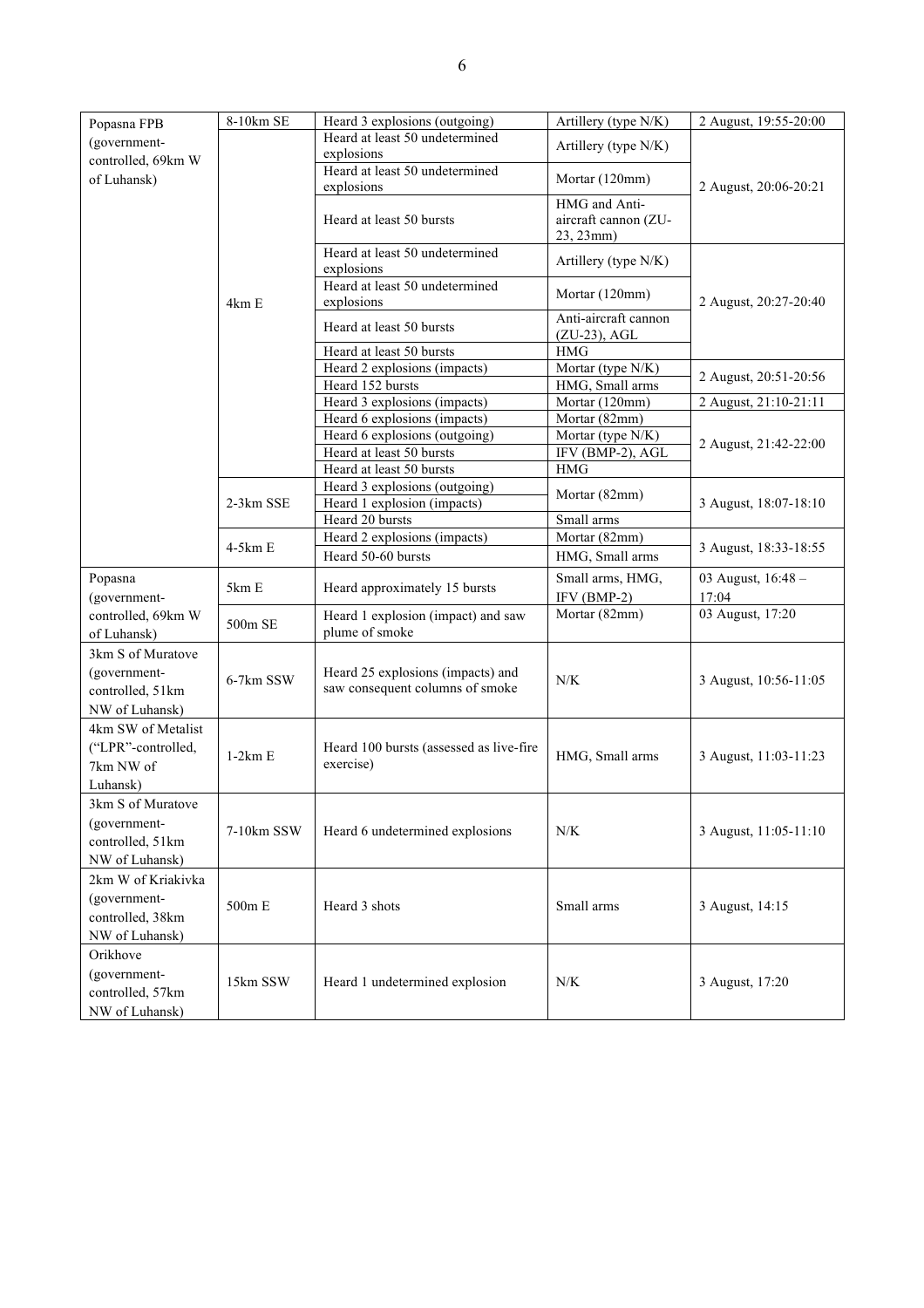| | | | | |
|---|---|---|---|---|
| Popasna FPB (government-controlled, 69km W of Luhansk) | 8-10km SE | Heard 3 explosions (outgoing) | Artillery (type N/K) | 2 August, 19:55-20:00 |
| | 4km E | Heard at least 50 undetermined explosions | Artillery (type N/K) | 2 August, 20:06-20:21 |
| | | Heard at least 50 undetermined explosions | Mortar (120mm) | |
| | | Heard at least 50 bursts | HMG and Anti-aircraft cannon (ZU-23, 23mm) | |
| | | Heard at least 50 undetermined explosions | Artillery (type N/K) | 2 August, 20:27-20:40 |
| | | Heard at least 50 undetermined explosions | Mortar (120mm) | |
| | | Heard at least 50 bursts | Anti-aircraft cannon (ZU-23), AGL | |
| | | Heard at least 50 bursts | HMG | |
| | | Heard 2 explosions (impacts) | Mortar (type N/K) | 2 August, 20:51-20:56 |
| | | Heard 152 bursts | HMG, Small arms | |
| | | Heard 3 explosions (impacts) | Mortar (120mm) | 2 August, 21:10-21:11 |
| | | Heard 6 explosions (impacts) | Mortar (82mm) | 2 August, 21:42-22:00 |
| | | Heard 6 explosions (outgoing) | Mortar (type N/K) | |
| | | Heard at least 50 bursts | IFV (BMP-2), AGL | |
| | | Heard at least 50 bursts | HMG | |
| | 2-3km SSE | Heard 3 explosions (outgoing) | Mortar (82mm) | 3 August, 18:07-18:10 |
| | | Heard 1 explosion (impacts) | | |
| | | Heard 20 bursts | Small arms | |
| | 4-5km E | Heard 2 explosions (impacts) | Mortar (82mm) | 3 August, 18:33-18:55 |
| | | Heard 50-60 bursts | HMG, Small arms | |
| Popasna (government-controlled, 69km W of Luhansk) | 5km E | Heard approximately 15 bursts | Small arms, HMG, IFV (BMP-2) | 03 August, 16:48 – 17:04 |
| | 500m SE | Heard 1 explosion (impact) and saw plume of smoke | Mortar (82mm) | 03 August, 17:20 |
| 3km S of Muratove (government-controlled, 51km NW of Luhansk) | 6-7km SSW | Heard 25 explosions (impacts) and saw consequent columns of smoke | N/K | 3 August, 10:56-11:05 |
| 4km SW of Metalist ("LPR"-controlled, 7km NW of Luhansk) | 1-2km E | Heard 100 bursts (assessed as live-fire exercise) | HMG, Small arms | 3 August, 11:03-11:23 |
| 3km S of Muratove (government-controlled, 51km NW of Luhansk) | 7-10km SSW | Heard 6 undetermined explosions | N/K | 3 August, 11:05-11:10 |
| 2km W of Kriakivka (government-controlled, 38km NW of Luhansk) | 500m E | Heard 3 shots | Small arms | 3 August, 14:15 |
| Orikhove (government-controlled, 57km NW of Luhansk) | 15km SSW | Heard 1 undetermined explosion | N/K | 3 August, 17:20 |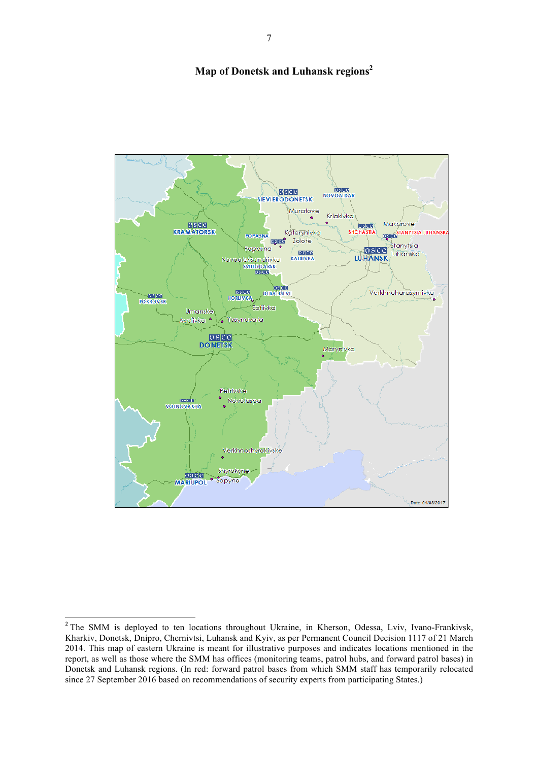## Map of Donetsk and Luhansk regions[2]

Date: 04/06/2017

---

[2] The SMM is deployed to ten locations throughout Ukraine, in Kherson, Odessa, Lviv, Ivano-Frankivsk, Kharkiv, Donetsk, Dnipro, Chernivtsi, Luhansk and Kyiv, as per Permanent Council Decision 1117 of 21 March 2014. This map of eastern Ukraine is meant for illustrative purposes and indicates locations mentioned in the report, as well as those where the SMM has offices (monitoring teams, patrol hubs, and forward patrol bases) in Donetsk and Luhansk regions. (In red: forward patrol bases from which SMM staff has temporarily relocated since 27 September 2016 based on recommendations of security experts from participating States.)